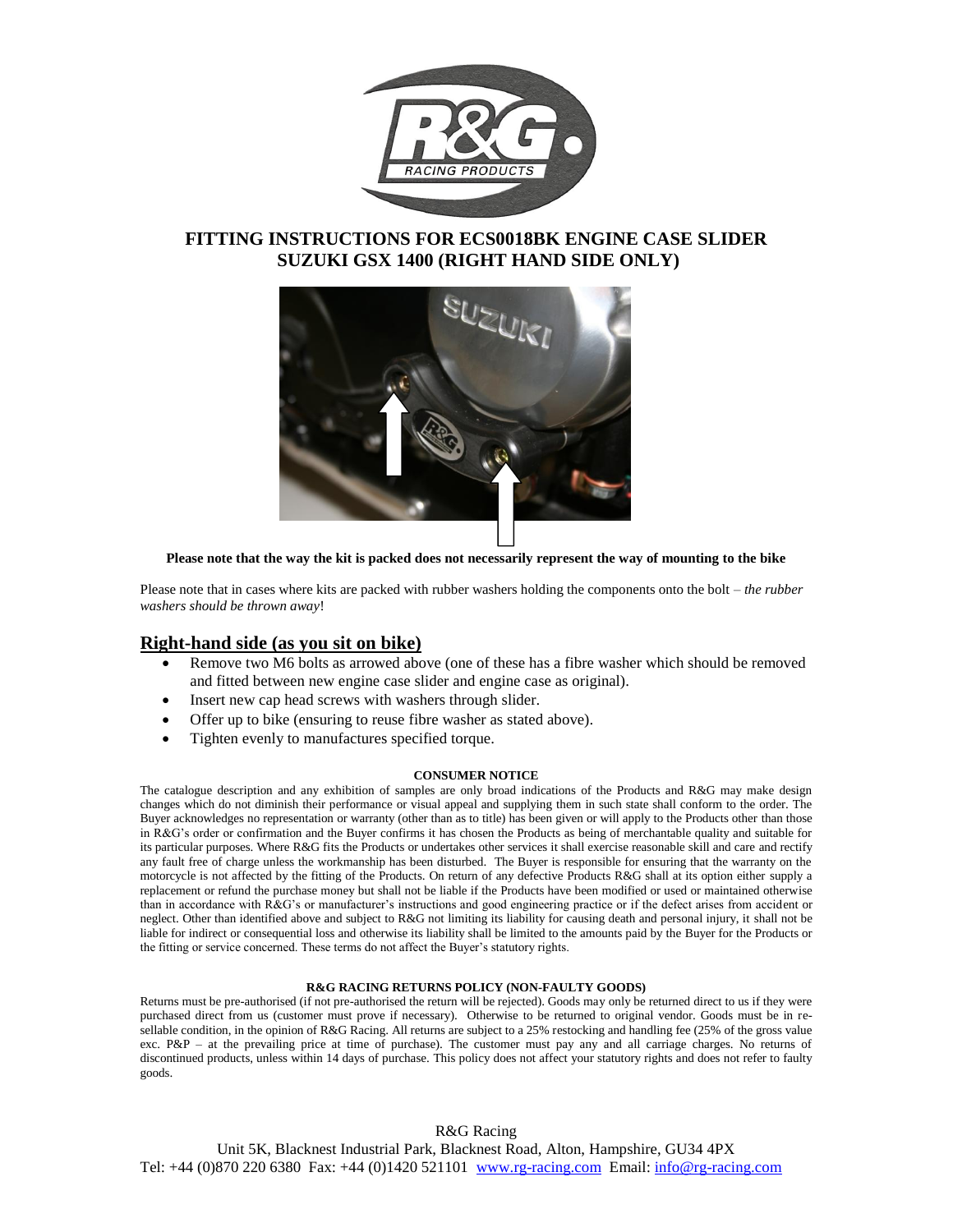# FITTING INSTRUCTIONS FOR ECS0018BK ENGINE CASE SLIDER SUZUKI GSX 1400 (RIGHT HAND SIDE ONLY)

**Please note that the way the kit is packed does not necessarily represent the way of mounting to the bike**

Please note that in cases where kits are packed with rubber washers holding the components onto the bolt – *the rubber washers should be thrown away*!

## Right-hand side (as you sit on bike)

- Remove two M6 bolts as arrowed above (one of these has a fibre washer which should be removed and fitted between new engine case slider and engine case as original).
- Insert new cap head screws with washers through slider.
- Offer up to bike (ensuring to reuse fibre washer as stated above).
- Tighten evenly to manufactures specified torque.

**CONSUMER NOTICE**

The catalogue description and any exhibition of samples are only broad indications of the Products and R&G may make design changes which do not diminish their performance or visual appeal and supplying them in such state shall conform to the order. The Buyer acknowledges no representation or warranty (other than as to title) has been given or will apply to the Products other than those in R&G's order or confirmation and the Buyer confirms it has chosen the Products as being of merchantable quality and suitable for its particular purposes. Where R&G fits the Products or undertakes other services it shall exercise reasonable skill and care and rectify any fault free of charge unless the workmanship has been disturbed. The Buyer is responsible for ensuring that the warranty on the motorcycle is not affected by the fitting of the Products. On return of any defective Products R&G shall at its option either supply a replacement or refund the purchase money but shall not be liable if the Products have been modified or used or maintained otherwise than in accordance with R&G's or manufacturer's instructions and good engineering practice or if the defect arises from accident or neglect. Other than identified above and subject to R&G not limiting its liability for causing death and personal injury, it shall not be liable for indirect or consequential loss and otherwise its liability shall be limited to the amounts paid by the Buyer for the Products or the fitting or service concerned. These terms do not affect the Buyer's statutory rights.

**R&G RACING RETURNS POLICY (NON-FAULTY GOODS)**

Returns must be pre-authorised (if not pre-authorised the return will be rejected). Goods may only be returned direct to us if they were purchased direct from us (customer must prove if necessary). Otherwise to be returned to original vendor. Goods must be in re-sellable condition, in the opinion of R&G Racing. All returns are subject to a 25% restocking and handling fee (25% of the gross value exc. P&P – at the prevailing price at time of purchase). The customer must pay any and all carriage charges. No returns of discontinued products, unless within 14 days of purchase. This policy does not affect your statutory rights and does not refer to faulty goods.

R&G Racing
Unit 5K, Blacknest Industrial Park, Blacknest Road, Alton, Hampshire, GU34 4PX
Tel: +44 (0)870 220 6380 Fax: +44 (0)1420 521101 www.rg-racing.com Email: info@rg-racing.com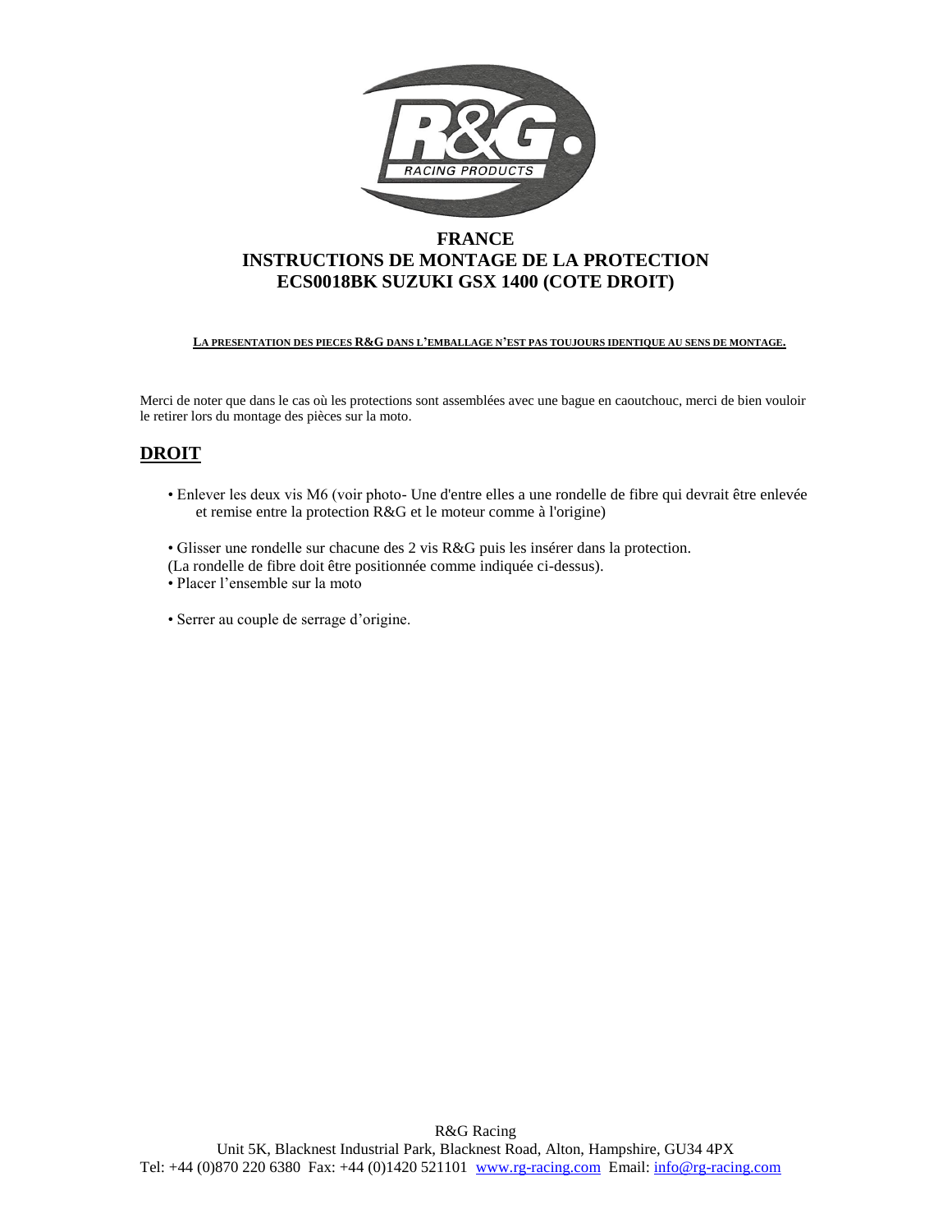**FRANCE**
**INSTRUCTIONS DE MONTAGE DE LA PROTECTION**
**ECS0018BK SUZUKI GSX 1400 (COTE DROIT)**

**LA PRESENTATION DES PIECES R&G DANS L'EMBALLAGE N'EST PAS TOUJOURS IDENTIQUE AU SENS DE MONTAGE.**

Merci de noter que dans le cas où les protections sont assemblées avec une bague en caoutchouc, merci de bien vouloir le retirer lors du montage des pièces sur la moto.

## DROIT

- Enlever les deux vis M6 (voir photo- Une d'entre elles a une rondelle de fibre qui devrait être enlevée et remise entre la protection R&G et le moteur comme à l'origine)

- Glisser une rondelle sur chacune des 2 vis R&G puis les insérer dans la protection. (La rondelle de fibre doit être positionnée comme indiquée ci-dessus).
- Placer l'ensemble sur la moto

- Serrer au couple de serrage d'origine.

R&G Racing
Unit 5K, Blacknest Industrial Park, Blacknest Road, Alton, Hampshire, GU34 4PX
Tel: +44 (0)870 220 6380 Fax: +44 (0)1420 521101 www.rg-racing.com Email: info@rg-racing.com